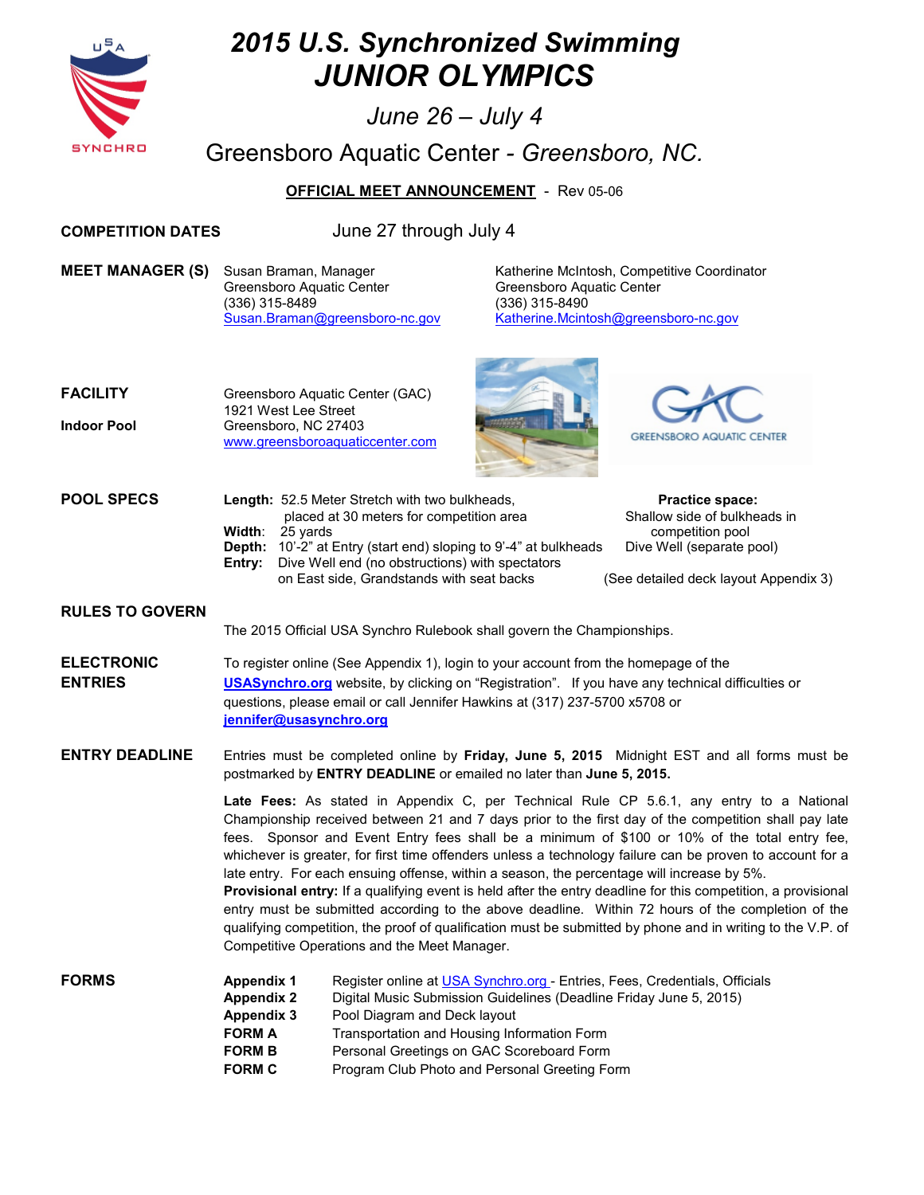# 2015 U.S. Synchronized Swimming JUNIOR OLYMPICS

*June 26 – July 4*

Greensboro Aquatic Center - *Greensboro, NC.*

**OFFICIAL MEET ANNOUNCEMENT** - Rev 05-06

**COMPETITION DATES** June 27 through July 4

**MEET MANAGER (S)**

Susan Braman, Manager
Greensboro Aquatic Center
(336) 315-8489
Susan.Braman@greensboro-nc.gov

Katherine McIntosh, Competitive Coordinator
Greensboro Aquatic Center
(336) 315-8490
Katherine.Mcintosh@greensboro-nc.gov

**FACILITY**

**Indoor Pool**

Greensboro Aquatic Center (GAC)
1921 West Lee Street
Greensboro, NC 27403
www.greensboroaquaticcenter.com

**POOL SPECS**

**Length:** 52.5 Meter Stretch with two bulkheads, placed at 30 meters for competition area
**Width:** 25 yards
**Depth:** 10'-2" at Entry (start end) sloping to 9'-4" at bulkheads
**Entry:** Dive Well end (no obstructions) with spectators on East side, Grandstands with seat backs

**Practice space:**
Shallow side of bulkheads in competition pool
Dive Well (separate pool)

(See detailed deck layout Appendix 3)

**RULES TO GOVERN**

The 2015 Official USA Synchro Rulebook shall govern the Championships.

**ELECTRONIC ENTRIES**

To register online (See Appendix 1), login to your account from the homepage of the **USASynchro.org** website, by clicking on "Registration". If you have any technical difficulties or questions, please email or call Jennifer Hawkins at (317) 237-5700 x5708 or **jennifer@usasynchro.org**

**ENTRY DEADLINE**

Entries must be completed online by **Friday, June 5, 2015** Midnight EST and all forms must be postmarked by **ENTRY DEADLINE** or emailed no later than **June 5, 2015.**

**Late Fees:** As stated in Appendix C, per Technical Rule CP 5.6.1, any entry to a National Championship received between 21 and 7 days prior to the first day of the competition shall pay late fees. Sponsor and Event Entry fees shall be a minimum of $100 or 10% of the total entry fee, whichever is greater, for first time offenders unless a technology failure can be proven to account for a late entry. For each ensuing offense, within a season, the percentage will increase by 5%.
**Provisional entry:** If a qualifying event is held after the entry deadline for this competition, a provisional entry must be submitted according to the above deadline. Within 72 hours of the completion of the qualifying competition, the proof of qualification must be submitted by phone and in writing to the V.P. of Competitive Operations and the Meet Manager.

**FORMS**

| | |
|---|---|
| **Appendix 1** | Register online at USA Synchro.org - Entries, Fees, Credentials, Officials |
| **Appendix 2** | Digital Music Submission Guidelines (Deadline Friday June 5, 2015) |
| **Appendix 3** | Pool Diagram and Deck layout |
| **FORM A** | Transportation and Housing Information Form |
| **FORM B** | Personal Greetings on GAC Scoreboard Form |
| **FORM C** | Program Club Photo and Personal Greeting Form |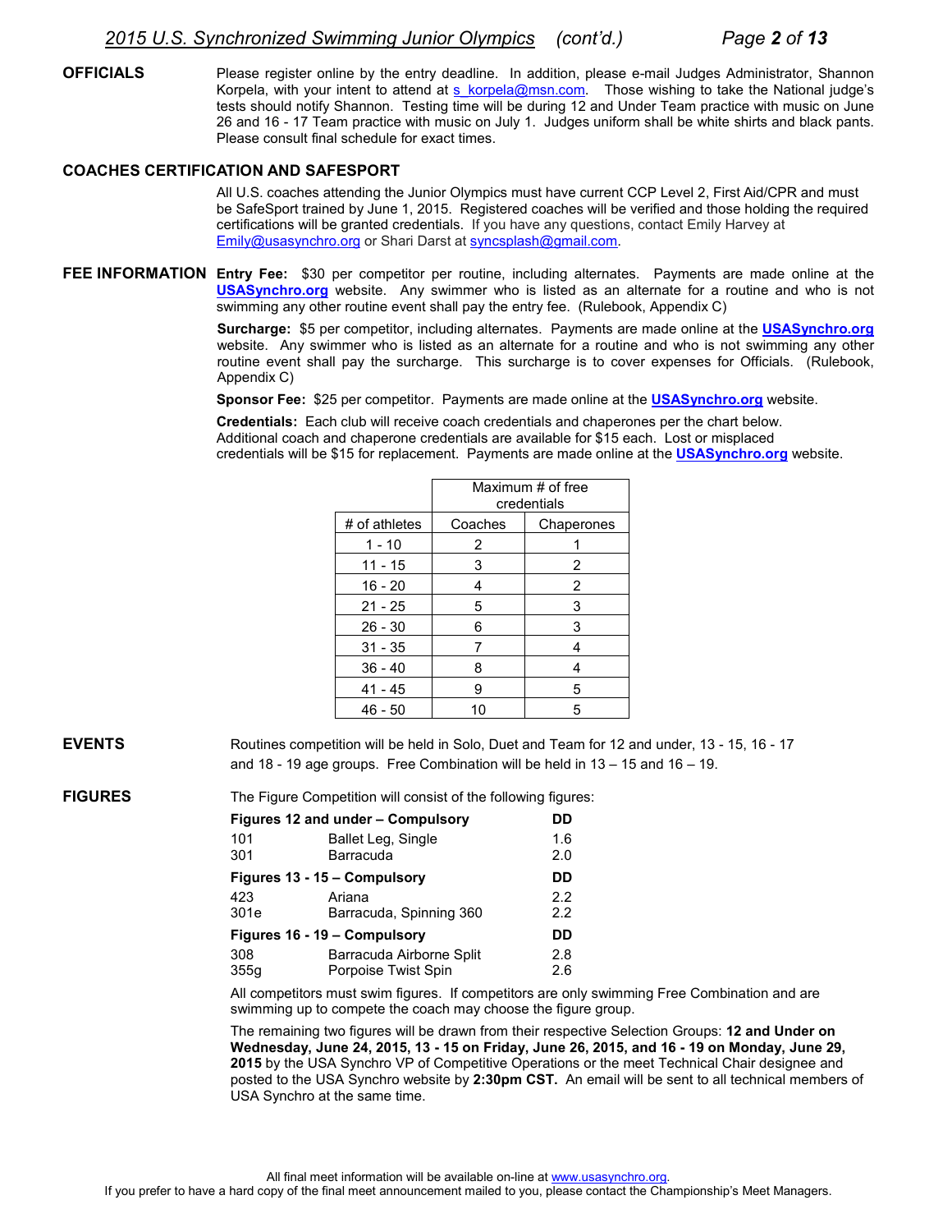## OFFICIALS

Please register online by the entry deadline. In addition, please e-mail Judges Administrator, Shannon Korpela, with your intent to attend at s_korpela@msn.com. Those wishing to take the National judge's tests should notify Shannon. Testing time will be during 12 and Under Team practice with music on June 26 and 16 - 17 Team practice with music on July 1. Judges uniform shall be white shirts and black pants. Please consult final schedule for exact times.

## COACHES CERTIFICATION AND SAFESPORT

All U.S. coaches attending the Junior Olympics must have current CCP Level 2, First Aid/CPR and must be SafeSport trained by June 1, 2015. Registered coaches will be verified and those holding the required certifications will be granted credentials. If you have any questions, contact Emily Harvey at Emily@usasynchro.org or Shari Darst at syncsplash@gmail.com.

## FEE INFORMATION

**Entry Fee:** $30 per competitor per routine, including alternates. Payments are made online at the **USASynchro.org** website. Any swimmer who is listed as an alternate for a routine and who is not swimming any other routine event shall pay the entry fee. (Rulebook, Appendix C)

**Surcharge:** $5 per competitor, including alternates. Payments are made online at the **USASynchro.org** website. Any swimmer who is listed as an alternate for a routine and who is not swimming any other routine event shall pay the surcharge. This surcharge is to cover expenses for Officials. (Rulebook, Appendix C)

**Sponsor Fee:** $25 per competitor. Payments are made online at the **USASynchro.org** website.

**Credentials:** Each club will receive coach credentials and chaperones per the chart below. Additional coach and chaperone credentials are available for $15 each. Lost or misplaced credentials will be $15 for replacement. Payments are made online at the **USASynchro.org** website.

| | Maximum # of free credentials | |
|---|---|---|
| # of athletes | Coaches | Chaperones |
| 1 - 10 | 2 | 1 |
| 11 - 15 | 3 | 2 |
| 16 - 20 | 4 | 2 |
| 21 - 25 | 5 | 3 |
| 26 - 30 | 6 | 3 |
| 31 - 35 | 7 | 4 |
| 36 - 40 | 8 | 4 |
| 41 - 45 | 9 | 5 |
| 46 - 50 | 10 | 5 |

## EVENTS

Routines competition will be held in Solo, Duet and Team for 12 and under, 13 - 15, 16 - 17 and 18 - 19 age groups. Free Combination will be held in 13 – 15 and 16 – 19.

## FIGURES

The Figure Competition will consist of the following figures:

| **Figures 12 and under – Compulsory** | | **DD** |
|---|---|---|
| 101 | Ballet Leg, Single | 1.6 |
| 301 | Barracuda | 2.0 |
| **Figures 13 - 15 – Compulsory** | | **DD** |
| 423 | Ariana | 2.2 |
| 301e | Barracuda, Spinning 360 | 2.2 |
| **Figures 16 - 19 – Compulsory** | | **DD** |
| 308 | Barracuda Airborne Split | 2.8 |
| 355g | Porpoise Twist Spin | 2.6 |

All competitors must swim figures. If competitors are only swimming Free Combination and are swimming up to compete the coach may choose the figure group.

The remaining two figures will be drawn from their respective Selection Groups: **12 and Under on Wednesday, June 24, 2015, 13 - 15 on Friday, June 26, 2015, and 16 - 19 on Monday, June 29, 2015** by the USA Synchro VP of Competitive Operations or the meet Technical Chair designee and posted to the USA Synchro website by **2:30pm CST.** An email will be sent to all technical members of USA Synchro at the same time.

All final meet information will be available on-line at www.usasynchro.org.
If you prefer to have a hard copy of the final meet announcement mailed to you, please contact the Championship's Meet Managers.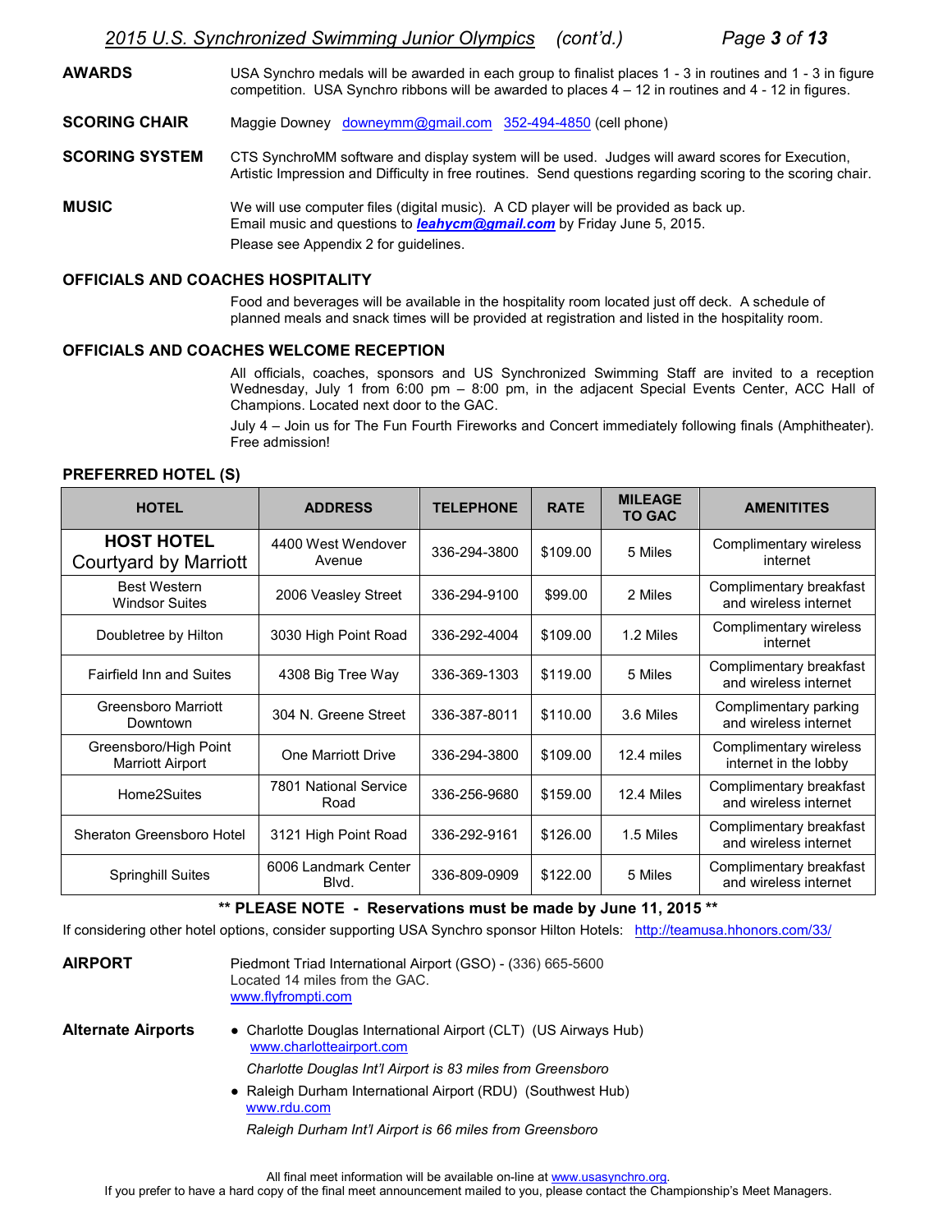**AWARDS**

USA Synchro medals will be awarded in each group to finalist places 1 - 3 in routines and 1 - 3 in figure competition. USA Synchro ribbons will be awarded to places 4 – 12 in routines and 4 - 12 in figures.

**SCORING CHAIR**

Maggie Downey downeymm@gmail.com 352-494-4850 (cell phone)

**SCORING SYSTEM**

CTS SynchroMM software and display system will be used. Judges will award scores for Execution, Artistic Impression and Difficulty in free routines. Send questions regarding scoring to the scoring chair.

**MUSIC**

We will use computer files (digital music). A CD player will be provided as back up.
Email music and questions to ***leahycm@gmail.com*** by Friday June 5, 2015.
Please see Appendix 2 for guidelines.

**OFFICIALS AND COACHES HOSPITALITY**

Food and beverages will be available in the hospitality room located just off deck. A schedule of planned meals and snack times will be provided at registration and listed in the hospitality room.

**OFFICIALS AND COACHES WELCOME RECEPTION**

All officials, coaches, sponsors and US Synchronized Swimming Staff are invited to a reception Wednesday, July 1 from 6:00 pm – 8:00 pm, in the adjacent Special Events Center, ACC Hall of Champions. Located next door to the GAC.

July 4 – Join us for The Fun Fourth Fireworks and Concert immediately following finals (Amphitheater). Free admission!

**PREFERRED HOTEL (S)**

| HOTEL | ADDRESS | TELEPHONE | RATE | MILEAGE TO GAC | AMENITITES |
|---|---|---|---|---|---|
| **HOST HOTEL** Courtyard by Marriott | 4400 West Wendover Avenue | 336-294-3800 | $109.00 | 5 Miles | Complimentary wireless internet |
| Best Western Windsor Suites | 2006 Veasley Street | 336-294-9100 | $99.00 | 2 Miles | Complimentary breakfast and wireless internet |
| Doubletree by Hilton | 3030 High Point Road | 336-292-4004 | $109.00 | 1.2 Miles | Complimentary wireless internet |
| Fairfield Inn and Suites | 4308 Big Tree Way | 336-369-1303 | $119.00 | 5 Miles | Complimentary breakfast and wireless internet |
| Greensboro Marriott Downtown | 304 N. Greene Street | 336-387-8011 | $110.00 | 3.6 Miles | Complimentary parking and wireless internet |
| Greensboro/High Point Marriott Airport | One Marriott Drive | 336-294-3800 | $109.00 | 12.4 miles | Complimentary wireless internet in the lobby |
| Home2Suites | 7801 National Service Road | 336-256-9680 | $159.00 | 12.4 Miles | Complimentary breakfast and wireless internet |
| Sheraton Greensboro Hotel | 3121 High Point Road | 336-292-9161 | $126.00 | 1.5 Miles | Complimentary breakfast and wireless internet |
| Springhill Suites | 6006 Landmark Center Blvd. | 336-809-0909 | $122.00 | 5 Miles | Complimentary breakfast and wireless internet |

**** PLEASE NOTE - Reservations must be made by June 11, 2015 ****

If considering other hotel options, consider supporting USA Synchro sponsor Hilton Hotels: http://teamusa.hhonors.com/33/

**AIRPORT**

Piedmont Triad International Airport (GSO) - (336) 665-5600
Located 14 miles from the GAC.
www.flyfrompti.com

**Alternate Airports**

- Charlotte Douglas International Airport (CLT) (US Airways Hub)
  www.charlotteairport.com
  *Charlotte Douglas Int'l Airport is 83 miles from Greensboro*
- Raleigh Durham International Airport (RDU) (Southwest Hub)
  www.rdu.com
  *Raleigh Durham Int'l Airport is 66 miles from Greensboro*

All final meet information will be available on-line at www.usasynchro.org.
If you prefer to have a hard copy of the final meet announcement mailed to you, please contact the Championship's Meet Managers.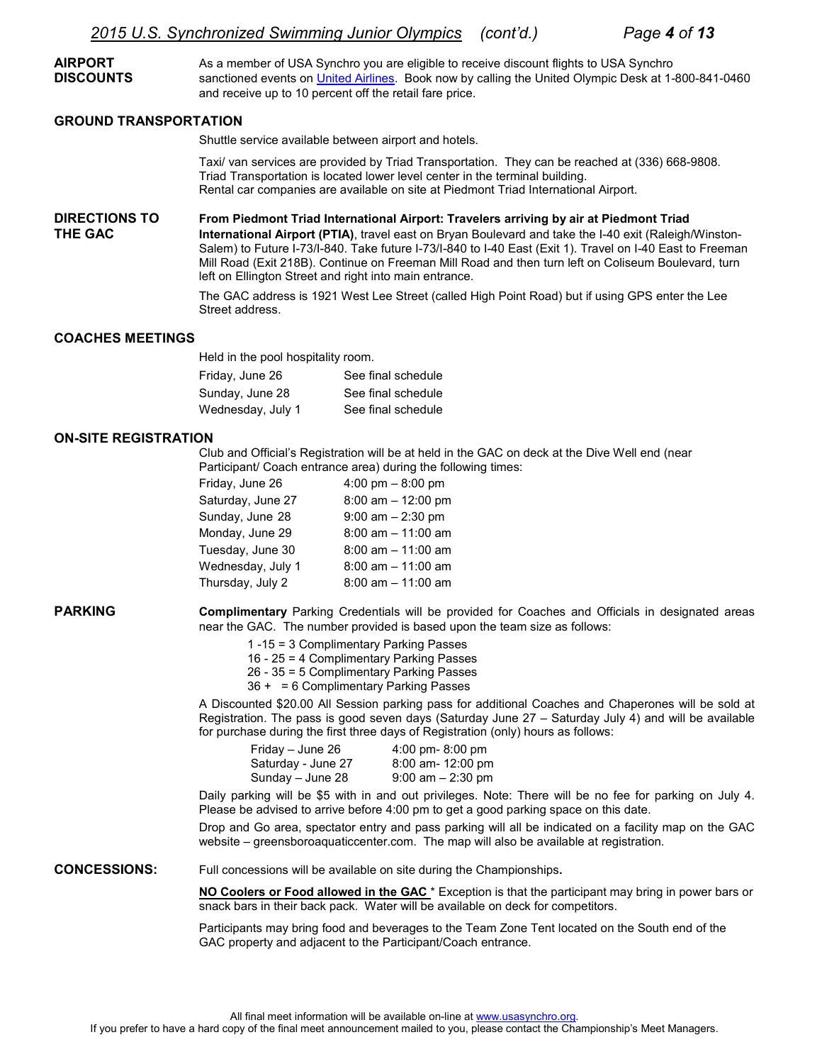**AIRPORT DISCOUNTS**

As a member of USA Synchro you are eligible to receive discount flights to USA Synchro sanctioned events on United Airlines. Book now by calling the United Olympic Desk at 1-800-841-0460 and receive up to 10 percent off the retail fare price.

**GROUND TRANSPORTATION**

Shuttle service available between airport and hotels.

Taxi/ van services are provided by Triad Transportation. They can be reached at (336) 668-9808. Triad Transportation is located lower level center in the terminal building.
Rental car companies are available on site at Piedmont Triad International Airport.

**DIRECTIONS TO THE GAC**

**From Piedmont Triad International Airport: Travelers arriving by air at Piedmont Triad International Airport (PTIA)**, travel east on Bryan Boulevard and take the I-40 exit (Raleigh/Winston-Salem) to Future I-73/I-840. Take future I-73/I-840 to I-40 East (Exit 1). Travel on I-40 East to Freeman Mill Road (Exit 218B). Continue on Freeman Mill Road and then turn left on Coliseum Boulevard, turn left on Ellington Street and right into main entrance.

The GAC address is 1921 West Lee Street (called High Point Road) but if using GPS enter the Lee Street address.

**COACHES MEETINGS**

Held in the pool hospitality room.

| | |
|---|---|
| Friday, June 26 | See final schedule |
| Sunday, June 28 | See final schedule |
| Wednesday, July 1 | See final schedule |

**ON-SITE REGISTRATION**

Club and Official's Registration will be at held in the GAC on deck at the Dive Well end (near Participant/ Coach entrance area) during the following times:

| | |
|---|---|
| Friday, June 26 | 4:00 pm – 8:00 pm |
| Saturday, June 27 | 8:00 am – 12:00 pm |
| Sunday, June 28 | 9:00 am – 2:30 pm |
| Monday, June 29 | 8:00 am – 11:00 am |
| Tuesday, June 30 | 8:00 am – 11:00 am |
| Wednesday, July 1 | 8:00 am – 11:00 am |
| Thursday, July 2 | 8:00 am – 11:00 am |

**PARKING**

**Complimentary** Parking Credentials will be provided for Coaches and Officials in designated areas near the GAC. The number provided is based upon the team size as follows:

- 1 -15 = 3 Complimentary Parking Passes
- 16 - 25 = 4 Complimentary Parking Passes
- 26 - 35 = 5 Complimentary Parking Passes
- 36 + = 6 Complimentary Parking Passes

A Discounted $20.00 All Session parking pass for additional Coaches and Chaperones will be sold at Registration. The pass is good seven days (Saturday June 27 – Saturday July 4) and will be available for purchase during the first three days of Registration (only) hours as follows:

| | |
|---|---|
| Friday – June 26 | 4:00 pm- 8:00 pm |
| Saturday - June 27 | 8:00 am- 12:00 pm |
| Sunday – June 28 | 9:00 am – 2:30 pm |

Daily parking will be $5 with in and out privileges. Note: There will be no fee for parking on July 4. Please be advised to arrive before 4:00 pm to get a good parking space on this date.

Drop and Go area, spectator entry and pass parking will all be indicated on a facility map on the GAC website – greensboroaquaticcenter.com. The map will also be available at registration.

**CONCESSIONS:**

Full concessions will be available on site during the Championships**.**

**NO Coolers or Food allowed in the GAC** * Exception is that the participant may bring in power bars or snack bars in their back pack. Water will be available on deck for competitors.

Participants may bring food and beverages to the Team Zone Tent located on the South end of the GAC property and adjacent to the Participant/Coach entrance.

All final meet information will be available on-line at www.usasynchro.org.
If you prefer to have a hard copy of the final meet announcement mailed to you, please contact the Championship's Meet Managers.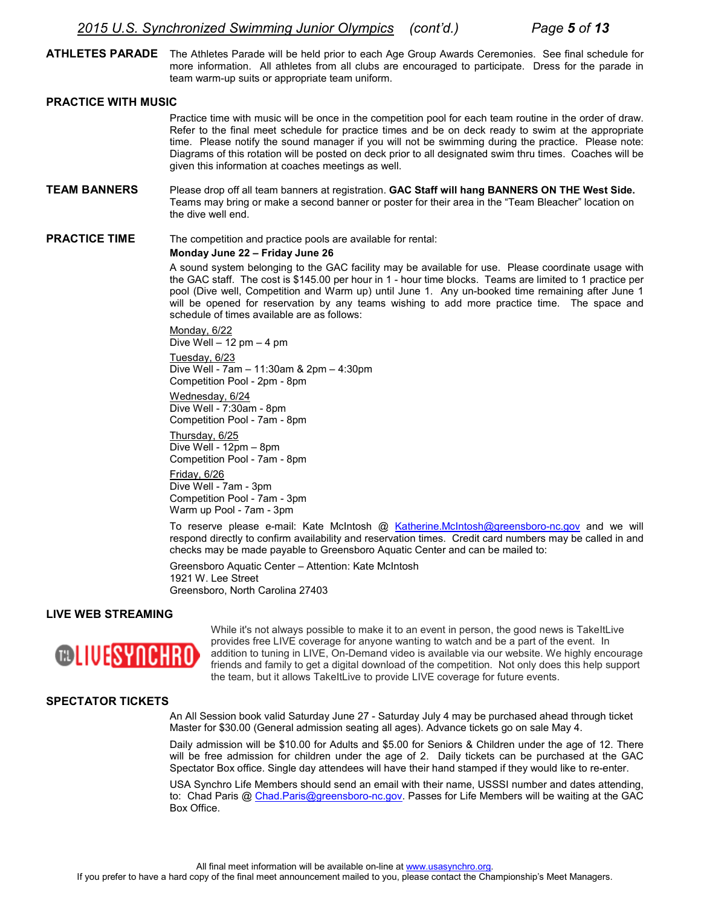**ATHLETES PARADE** The Athletes Parade will be held prior to each Age Group Awards Ceremonies. See final schedule for more information. All athletes from all clubs are encouraged to participate. Dress for the parade in team warm-up suits or appropriate team uniform.

**PRACTICE WITH MUSIC**

Practice time with music will be once in the competition pool for each team routine in the order of draw. Refer to the final meet schedule for practice times and be on deck ready to swim at the appropriate time. Please notify the sound manager if you will not be swimming during the practice. Please note: Diagrams of this rotation will be posted on deck prior to all designated swim thru times. Coaches will be given this information at coaches meetings as well.

**TEAM BANNERS** Please drop off all team banners at registration. **GAC Staff will hang BANNERS ON THE West Side.** Teams may bring or make a second banner or poster for their area in the "Team Bleacher" location on the dive well end.

**PRACTICE TIME** The competition and practice pools are available for rental:

**Monday June 22 – Friday June 26**

A sound system belonging to the GAC facility may be available for use. Please coordinate usage with the GAC staff. The cost is $145.00 per hour in 1 - hour time blocks. Teams are limited to 1 practice per pool (Dive well, Competition and Warm up) until June 1. Any un-booked time remaining after June 1 will be opened for reservation by any teams wishing to add more practice time. The space and schedule of times available are as follows:

Monday, 6/22
Dive Well – 12 pm – 4 pm

Tuesday, 6/23
Dive Well - 7am – 11:30am & 2pm – 4:30pm
Competition Pool - 2pm - 8pm

Wednesday, 6/24
Dive Well - 7:30am - 8pm
Competition Pool - 7am - 8pm

Thursday, 6/25
Dive Well - 12pm – 8pm
Competition Pool - 7am - 8pm

Friday, 6/26
Dive Well - 7am - 3pm
Competition Pool - 7am - 3pm
Warm up Pool - 7am - 3pm

To reserve please e-mail: Kate McIntosh @ Katherine.McIntosh@greensboro-nc.gov and we will respond directly to confirm availability and reservation times. Credit card numbers may be called in and checks may be made payable to Greensboro Aquatic Center and can be mailed to:

Greensboro Aquatic Center – Attention: Kate McIntosh
1921 W. Lee Street
Greensboro, North Carolina 27403

**LIVE WEB STREAMING**

LIVESYNCHRO

While it's not always possible to make it to an event in person, the good news is TakeItLive provides free LIVE coverage for anyone wanting to watch and be a part of the event. In addition to tuning in LIVE, On-Demand video is available via our website. We highly encourage friends and family to get a digital download of the competition. Not only does this help support the team, but it allows TakeItLive to provide LIVE coverage for future events.

**SPECTATOR TICKETS**

An All Session book valid Saturday June 27 - Saturday July 4 may be purchased ahead through ticket Master for $30.00 (General admission seating all ages). Advance tickets go on sale May 4.

Daily admission will be $10.00 for Adults and $5.00 for Seniors & Children under the age of 12. There will be free admission for children under the age of 2. Daily tickets can be purchased at the GAC Spectator Box office. Single day attendees will have their hand stamped if they would like to re-enter.

USA Synchro Life Members should send an email with their name, USSSI number and dates attending, to: Chad Paris @ Chad.Paris@greensboro-nc.gov. Passes for Life Members will be waiting at the GAC Box Office.

All final meet information will be available on-line at www.usasynchro.org.
If you prefer to have a hard copy of the final meet announcement mailed to you, please contact the Championship's Meet Managers.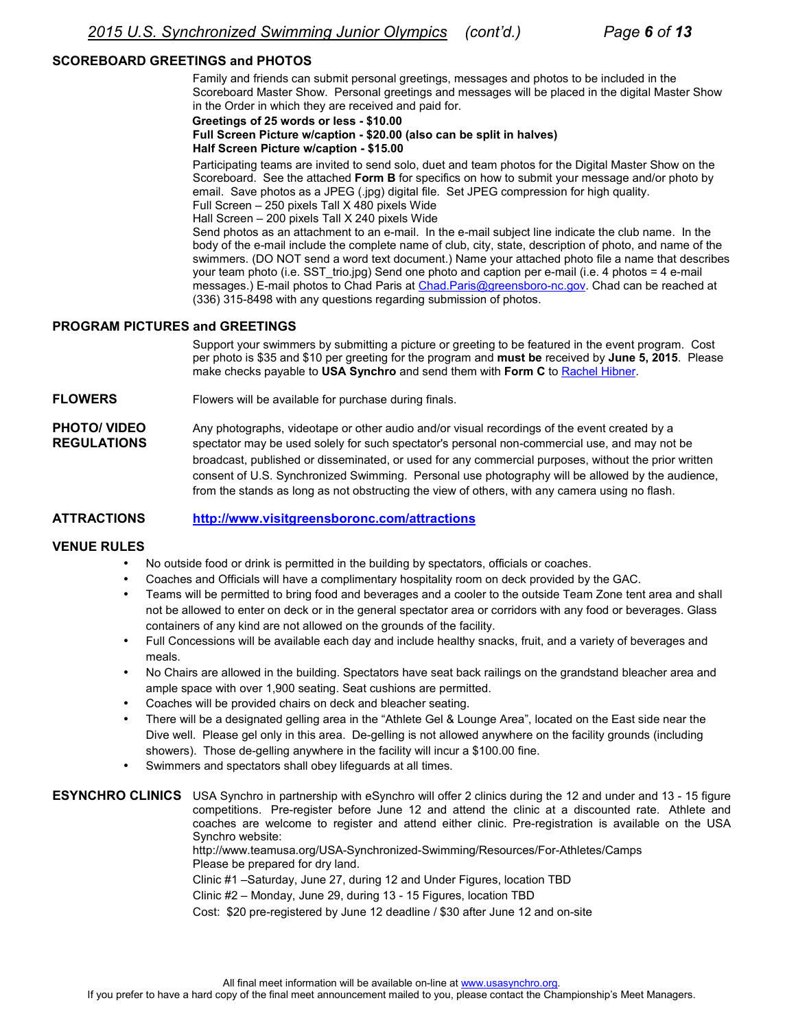## SCOREBOARD GREETINGS and PHOTOS

Family and friends can submit personal greetings, messages and photos to be included in the Scoreboard Master Show. Personal greetings and messages will be placed in the digital Master Show in the Order in which they are received and paid for.

**Greetings of 25 words or less - $10.00**
**Full Screen Picture w/caption - $20.00 (also can be split in halves)**
**Half Screen Picture w/caption - $15.00**

Participating teams are invited to send solo, duet and team photos for the Digital Master Show on the Scoreboard. See the attached **Form B** for specifics on how to submit your message and/or photo by email. Save photos as a JPEG (.jpg) digital file. Set JPEG compression for high quality.
Full Screen – 250 pixels Tall X 480 pixels Wide
Hall Screen – 200 pixels Tall X 240 pixels Wide
Send photos as an attachment to an e-mail. In the e-mail subject line indicate the club name. In the body of the e-mail include the complete name of club, city, state, description of photo, and name of the swimmers. (DO NOT send a word text document.) Name your attached photo file a name that describes your team photo (i.e. SST_trio.jpg) Send one photo and caption per e-mail (i.e. 4 photos = 4 e-mail messages.) E-mail photos to Chad Paris at Chad.Paris@greensboro-nc.gov. Chad can be reached at (336) 315-8498 with any questions regarding submission of photos.

## PROGRAM PICTURES and GREETINGS

Support your swimmers by submitting a picture or greeting to be featured in the event program. Cost per photo is $35 and $10 per greeting for the program and **must be** received by **June 5, 2015**. Please make checks payable to **USA Synchro** and send them with **Form C** to Rachel Hibner.

## FLOWERS

Flowers will be available for purchase during finals.

## PHOTO/ VIDEO REGULATIONS

Any photographs, videotape or other audio and/or visual recordings of the event created by a spectator may be used solely for such spectator's personal non-commercial use, and may not be broadcast, published or disseminated, or used for any commercial purposes, without the prior written consent of U.S. Synchronized Swimming. Personal use photography will be allowed by the audience, from the stands as long as not obstructing the view of others, with any camera using no flash.

## ATTRACTIONS

**http://www.visitgreensboronc.com/attractions**

## VENUE RULES

- No outside food or drink is permitted in the building by spectators, officials or coaches.
- Coaches and Officials will have a complimentary hospitality room on deck provided by the GAC.
- Teams will be permitted to bring food and beverages and a cooler to the outside Team Zone tent area and shall not be allowed to enter on deck or in the general spectator area or corridors with any food or beverages. Glass containers of any kind are not allowed on the grounds of the facility.
- Full Concessions will be available each day and include healthy snacks, fruit, and a variety of beverages and meals.
- No Chairs are allowed in the building. Spectators have seat back railings on the grandstand bleacher area and ample space with over 1,900 seating. Seat cushions are permitted.
- Coaches will be provided chairs on deck and bleacher seating.
- There will be a designated gelling area in the "Athlete Gel & Lounge Area", located on the East side near the Dive well. Please gel only in this area. De-gelling is not allowed anywhere on the facility grounds (including showers). Those de-gelling anywhere in the facility will incur a $100.00 fine.
- Swimmers and spectators shall obey lifeguards at all times.

## ESYNCHRO CLINICS

USA Synchro in partnership with eSynchro will offer 2 clinics during the 12 and under and 13 - 15 figure competitions. Pre-register before June 12 and attend the clinic at a discounted rate. Athlete and coaches are welcome to register and attend either clinic. Pre-registration is available on the USA Synchro website:
http://www.teamusa.org/USA-Synchronized-Swimming/Resources/For-Athletes/Camps
Please be prepared for dry land.

Clinic #1 –Saturday, June 27, during 12 and Under Figures, location TBD

Clinic #2 – Monday, June 29, during 13 - 15 Figures, location TBD

Cost: $20 pre-registered by June 12 deadline / $30 after June 12 and on-site

All final meet information will be available on-line at www.usasynchro.org.
If you prefer to have a hard copy of the final meet announcement mailed to you, please contact the Championship's Meet Managers.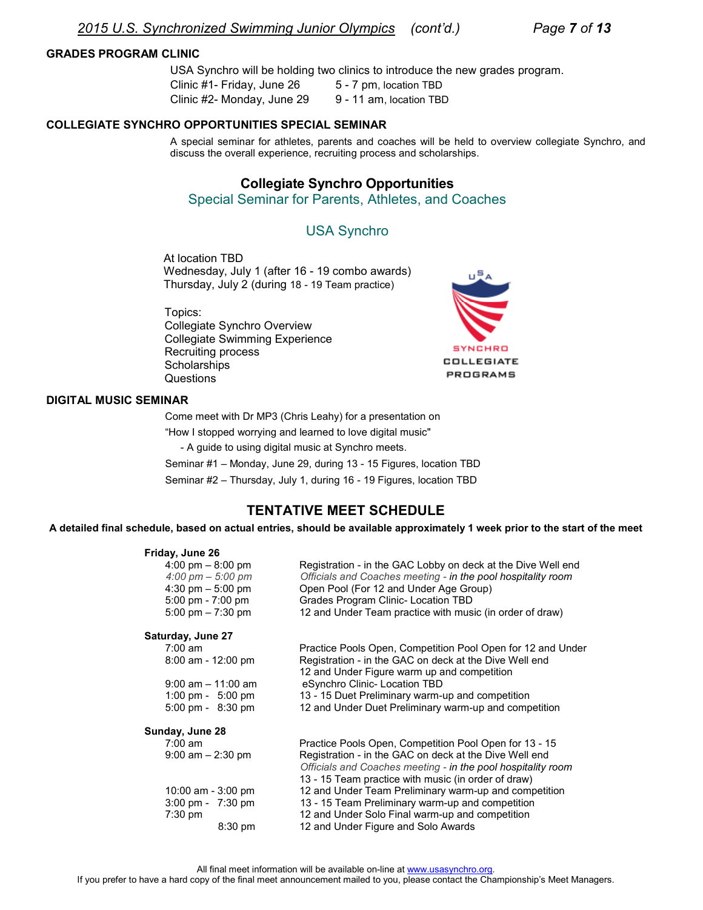## GRADES PROGRAM CLINIC

USA Synchro will be holding two clinics to introduce the new grades program.

Clinic #1- Friday, June 26 5 - 7 pm, location TBD
Clinic #2- Monday, June 29 9 - 11 am, location TBD

## COLLEGIATE SYNCHRO OPPORTUNITIES SPECIAL SEMINAR

A special seminar for athletes, parents and coaches will be held to overview collegiate Synchro, and discuss the overall experience, recruiting process and scholarships.

### Collegiate Synchro Opportunities

Special Seminar for Parents, Athletes, and Coaches

USA Synchro

At location TBD
Wednesday, July 1 (after 16 - 19 combo awards)
Thursday, July 2 (during 18 - 19 Team practice)

Topics:
Collegiate Synchro Overview
Collegiate Swimming Experience
Recruiting process
Scholarships
Questions

USA SYNCHRO COLLEGIATE PROGRAMS

## DIGITAL MUSIC SEMINAR

Come meet with Dr MP3 (Chris Leahy) for a presentation on
"How I stopped worrying and learned to love digital music"
- A guide to using digital music at Synchro meets.

Seminar #1 – Monday, June 29, during 13 - 15 Figures, location TBD
Seminar #2 – Thursday, July 1, during 16 - 19 Figures, location TBD

## TENTATIVE MEET SCHEDULE

**A detailed final schedule, based on actual entries, should be available approximately 1 week prior to the start of the meet**

**Friday, June 26**

| | |
|---|---|
| 4:00 pm – 8:00 pm | Registration - in the GAC Lobby on deck at the Dive Well end |
| *4:00 pm – 5:00 pm* | *Officials and Coaches meeting - in the pool hospitality room* |
| 4:30 pm – 5:00 pm | Open Pool (For 12 and Under Age Group) |
| 5:00 pm - 7:00 pm | Grades Program Clinic- Location TBD |
| 5:00 pm – 7:30 pm | 12 and Under Team practice with music (in order of draw) |

**Saturday, June 27**

| | |
|---|---|
| 7:00 am | Practice Pools Open, Competition Pool Open for 12 and Under |
| 8:00 am - 12:00 pm | Registration - in the GAC on deck at the Dive Well end |
| | 12 and Under Figure warm up and competition |
| 9:00 am – 11:00 am | eSynchro Clinic- Location TBD |
| 1:00 pm - 5:00 pm | 13 - 15 Duet Preliminary warm-up and competition |
| 5:00 pm - 8:30 pm | 12 and Under Duet Preliminary warm-up and competition |

**Sunday, June 28**

| | |
|---|---|
| 7:00 am | Practice Pools Open, Competition Pool Open for 13 - 15 |
| 9:00 am – 2:30 pm | Registration - in the GAC on deck at the Dive Well end |
| | *Officials and Coaches meeting - in the pool hospitality room* |
| | 13 - 15 Team practice with music (in order of draw) |
| 10:00 am - 3:00 pm | 12 and Under Team Preliminary warm-up and competition |
| 3:00 pm - 7:30 pm | 13 - 15 Team Preliminary warm-up and competition |
| 7:30 pm | 12 and Under Solo Final warm-up and competition |
| 8:30 pm | 12 and Under Figure and Solo Awards |

All final meet information will be available on-line at www.usasynchro.org.
If you prefer to have a hard copy of the final meet announcement mailed to you, please contact the Championship's Meet Managers.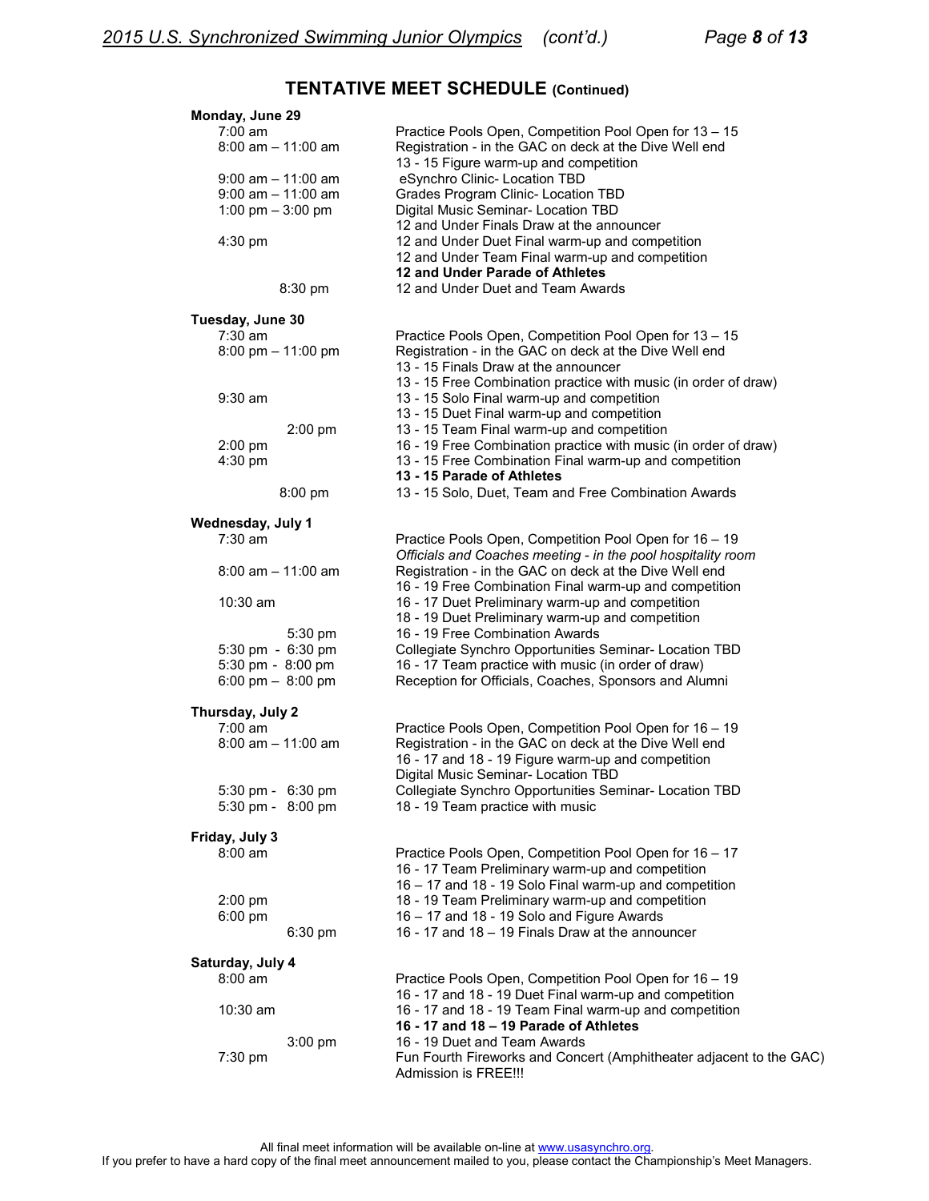## TENTATIVE MEET SCHEDULE (Continued)

**Monday, June 29**

| | |
|---|---|
| 7:00 am | Practice Pools Open, Competition Pool Open for 13 – 15 |
| 8:00 am – 11:00 am | Registration - in the GAC on deck at the Dive Well end |
| | 13 - 15 Figure warm-up and competition |
| 9:00 am – 11:00 am | eSynchro Clinic- Location TBD |
| 9:00 am – 11:00 am | Grades Program Clinic- Location TBD |
| 1:00 pm – 3:00 pm | Digital Music Seminar- Location TBD |
| | 12 and Under Finals Draw at the announcer |
| 4:30 pm | 12 and Under Duet Final warm-up and competition |
| | 12 and Under Team Final warm-up and competition |
| | **12 and Under Parade of Athletes** |
| 8:30 pm | 12 and Under Duet and Team Awards |

**Tuesday, June 30**

| | |
|---|---|
| 7:30 am | Practice Pools Open, Competition Pool Open for 13 – 15 |
| 8:00 pm – 11:00 pm | Registration - in the GAC on deck at the Dive Well end |
| | 13 - 15 Finals Draw at the announcer |
| | 13 - 15 Free Combination practice with music (in order of draw) |
| 9:30 am | 13 - 15 Solo Final warm-up and competition |
| | 13 - 15 Duet Final warm-up and competition |
| 2:00 pm | 13 - 15 Team Final warm-up and competition |
| 2:00 pm | 16 - 19 Free Combination practice with music (in order of draw) |
| 4:30 pm | 13 - 15 Free Combination Final warm-up and competition |
| | **13 - 15 Parade of Athletes** |
| 8:00 pm | 13 - 15 Solo, Duet, Team and Free Combination Awards |

**Wednesday, July 1**

| | |
|---|---|
| 7:30 am | Practice Pools Open, Competition Pool Open for 16 – 19 |
| | *Officials and Coaches meeting - in the pool hospitality room* |
| 8:00 am – 11:00 am | Registration - in the GAC on deck at the Dive Well end |
| | 16 - 19 Free Combination Final warm-up and competition |
| 10:30 am | 16 - 17 Duet Preliminary warm-up and competition |
| | 18 - 19 Duet Preliminary warm-up and competition |
| 5:30 pm | 16 - 19 Free Combination Awards |
| 5:30 pm - 6:30 pm | Collegiate Synchro Opportunities Seminar- Location TBD |
| 5:30 pm - 8:00 pm | 16 - 17 Team practice with music (in order of draw) |
| 6:00 pm – 8:00 pm | Reception for Officials, Coaches, Sponsors and Alumni |

**Thursday, July 2**

| | |
|---|---|
| 7:00 am | Practice Pools Open, Competition Pool Open for 16 – 19 |
| 8:00 am – 11:00 am | Registration - in the GAC on deck at the Dive Well end |
| | 16 - 17 and 18 - 19 Figure warm-up and competition |
| | Digital Music Seminar- Location TBD |
| 5:30 pm - 6:30 pm | Collegiate Synchro Opportunities Seminar- Location TBD |
| 5:30 pm - 8:00 pm | 18 - 19 Team practice with music |

**Friday, July 3**

| | |
|---|---|
| 8:00 am | Practice Pools Open, Competition Pool Open for 16 – 17 |
| | 16 - 17 Team Preliminary warm-up and competition |
| | 16 – 17 and 18 - 19 Solo Final warm-up and competition |
| 2:00 pm | 18 - 19 Team Preliminary warm-up and competition |
| 6:00 pm | 16 – 17 and 18 - 19 Solo and Figure Awards |
| 6:30 pm | 16 - 17 and 18 – 19 Finals Draw at the announcer |

**Saturday, July 4**

| | |
|---|---|
| 8:00 am | Practice Pools Open, Competition Pool Open for 16 – 19 |
| | 16 - 17 and 18 - 19 Duet Final warm-up and competition |
| 10:30 am | 16 - 17 and 18 - 19 Team Final warm-up and competition |
| | **16 - 17 and 18 – 19 Parade of Athletes** |
| 3:00 pm | 16 - 19 Duet and Team Awards |
| 7:30 pm | Fun Fourth Fireworks and Concert (Amphitheater adjacent to the GAC) Admission is FREE!!! |

All final meet information will be available on-line at www.usasynchro.org.
If you prefer to have a hard copy of the final meet announcement mailed to you, please contact the Championship's Meet Managers.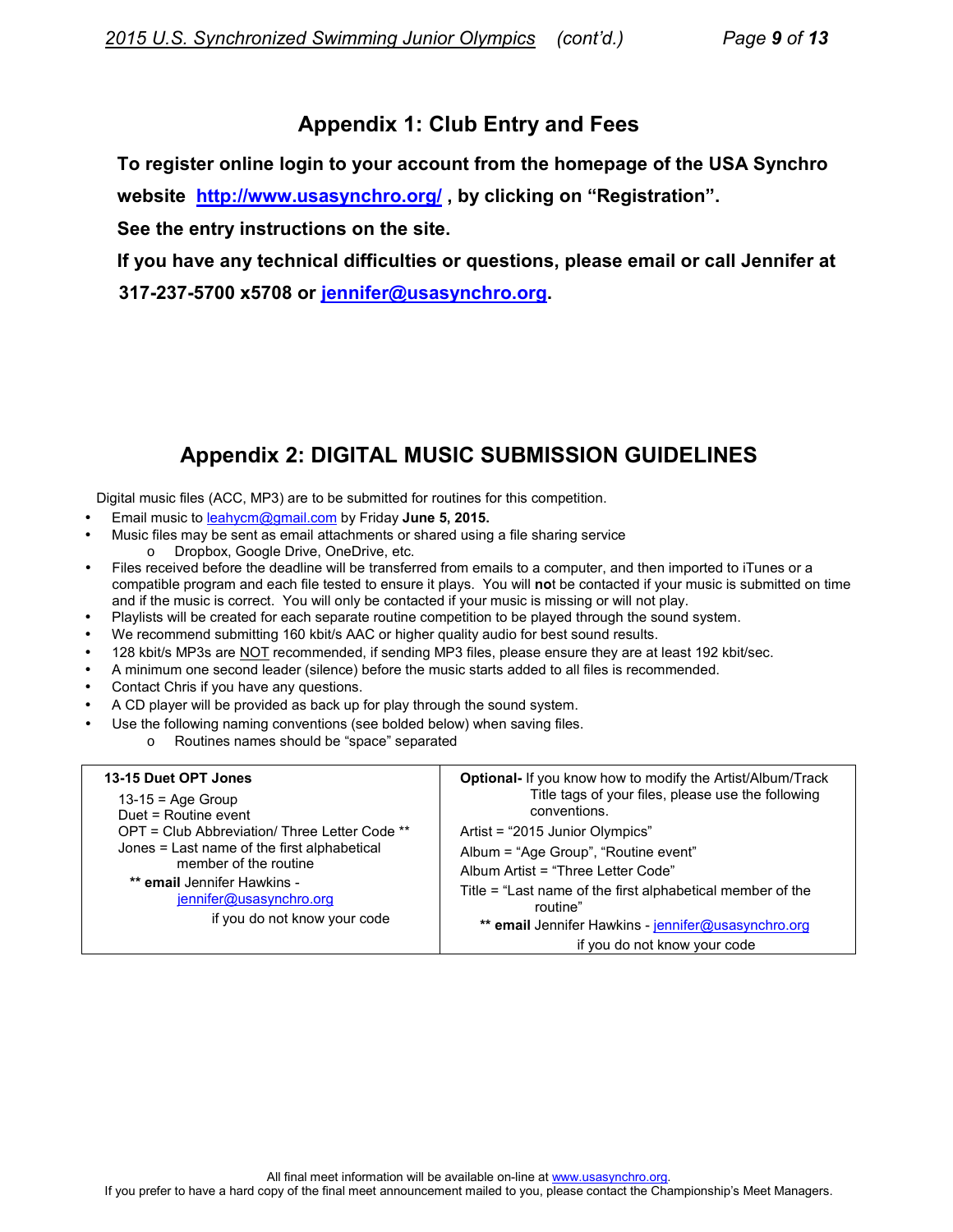## Appendix 1: Club Entry and Fees

**To register online login to your account from the homepage of the USA Synchro website [http://www.usasynchro.org/](http://www.usasynchro.org/) , by clicking on "Registration".**

**See the entry instructions on the site.**

**If you have any technical difficulties or questions, please email or call Jennifer at 317-237-5700 x5708 or [jennifer@usasynchro.org](mailto:jennifer@usasynchro.org).**

## Appendix 2: DIGITAL MUSIC SUBMISSION GUIDELINES

Digital music files (ACC, MP3) are to be submitted for routines for this competition.

- Email music to [leahycm@gmail.com](mailto:leahycm@gmail.com) by Friday **June 5, 2015.**
- Music files may be sent as email attachments or shared using a file sharing service
  - Dropbox, Google Drive, OneDrive, etc.
- Files received before the deadline will be transferred from emails to a computer, and then imported to iTunes or a compatible program and each file tested to ensure it plays. You will **no**t be contacted if your music is submitted on time and if the music is correct. You will only be contacted if your music is missing or will not play.
- Playlists will be created for each separate routine competition to be played through the sound system.
- We recommend submitting 160 kbit/s AAC or higher quality audio for best sound results.
- 128 kbit/s MP3s are NOT recommended, if sending MP3 files, please ensure they are at least 192 kbit/sec.
- A minimum one second leader (silence) before the music starts added to all files is recommended.
- Contact Chris if you have any questions.
- A CD player will be provided as back up for play through the sound system.
- Use the following naming conventions (see bolded below) when saving files.
  - Routines names should be "space" separated

| **13-15 Duet OPT Jones** | **Optional-** If you know how to modify the Artist/Album/Track Title tags of your files, please use the following conventions. |
|---|---|
| 13-15 = Age Group<br>Duet = Routine event<br>OPT = Club Abbreviation/ Three Letter Code **<br>Jones = Last name of the first alphabetical member of the routine<br>** **email** Jennifer Hawkins - [jennifer@usasynchro.org](mailto:jennifer@usasynchro.org) if you do not know your code | Artist = "2015 Junior Olympics"<br>Album = "Age Group", "Routine event"<br>Album Artist = "Three Letter Code"<br>Title = "Last name of the first alphabetical member of the routine"<br>** **email** Jennifer Hawkins - [jennifer@usasynchro.org](mailto:jennifer@usasynchro.org) if you do not know your code |

All final meet information will be available on-line at [www.usasynchro.org](http://www.usasynchro.org).
If you prefer to have a hard copy of the final meet announcement mailed to you, please contact the Championship's Meet Managers.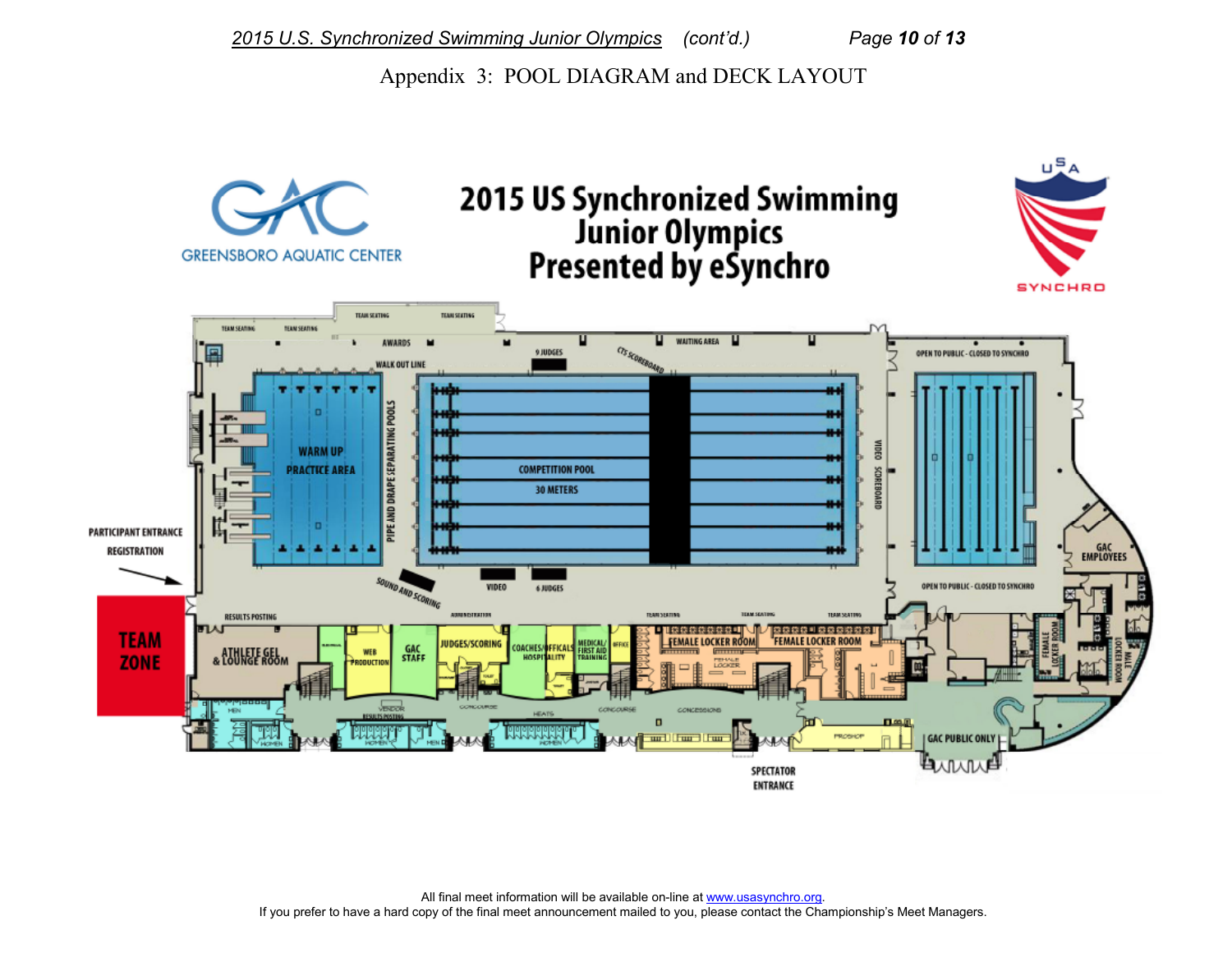## Appendix 3: POOL DIAGRAM and DECK LAYOUT

GREENSBORO AQUATIC CENTER

# 2015 US Synchronized Swimming Junior Olympics Presented by eSynchro

USA SYNCHRO

TEAM SEATING
TEAM SEATING
TEAM SEATING
TEAM SEATING
AWARDS
WALK OUT LINE
9 JUDGES
CTS SCOREBOARD
WAITING AREA
OPEN TO PUBLIC - CLOSED TO SYNCHRO
WARM UP PRACTICE AREA
PIPE AND DRAPE SEPARATING POOLS
COMPETITION POOL
30 METERS
VIDEO SCOREBOARD
PARTICIPANT ENTRANCE REGISTRATION
SOUND AND SCORING
VIDEO
6 JUDGES
OPEN TO PUBLIC - CLOSED TO SYNCHRO
GAC EMPLOYEES
TEAM ZONE
RESULTS POSTING
ADMINISTRATION
TEAM SEATING
TEAM SEATING
TEAM SEATING
ATHLETE GEL & LOUNGE ROOM
WEB PRODUCTION
GAC STAFF
JUDGES/SCORING
COACHES/OFFICALS HOSPITALITY
MEDICAL/ FIRST AID TRAINING
OFFICE
FEMALE LOCKER ROOM
FEMALE LOCKER ROOM
FEMALE LOCKER ROOM
MALE LOCKER ROOM
VENDOR RESULTS POSTING
CONCOURSE
HEATS
CONCOURSE
CONCESSIONS
PROSHOP
GAC PUBLIC ONLY
MEN
WOMEN
WOMEN
MEN
WOMEN
SPECTATOR ENTRANCE

All final meet information will be available on-line at www.usasynchro.org.
If you prefer to have a hard copy of the final meet announcement mailed to you, please contact the Championship's Meet Managers.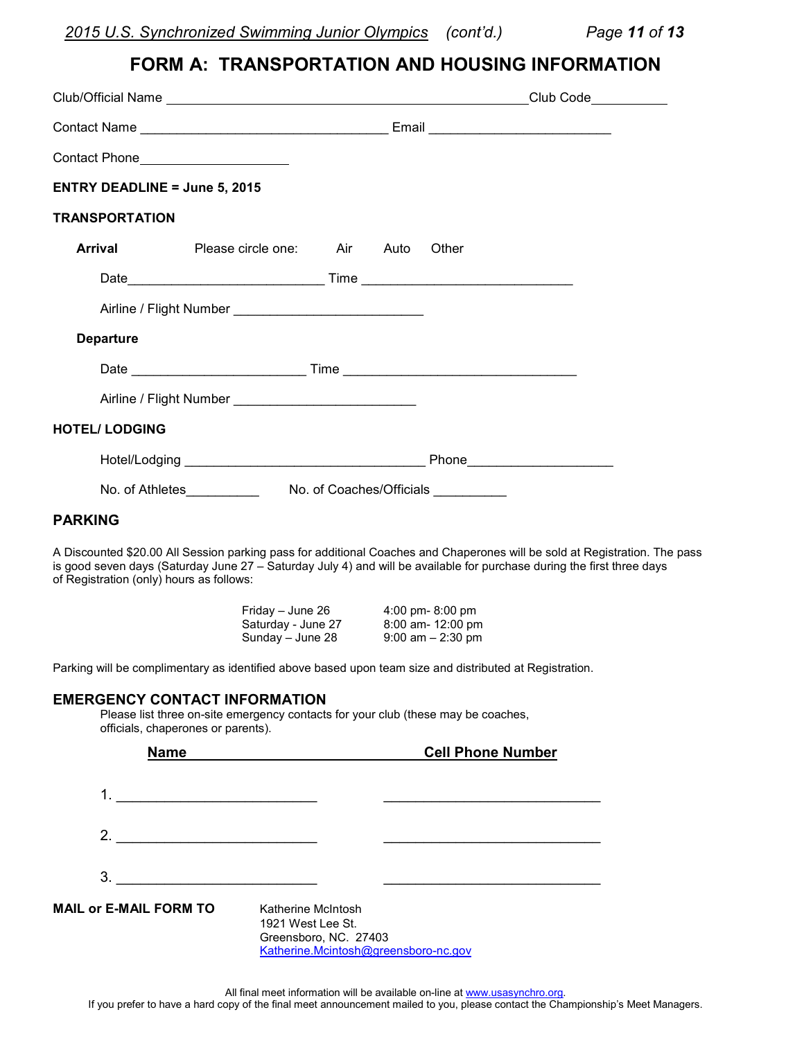# FORM A: TRANSPORTATION AND HOUSING INFORMATION

Club/Official Name ______________________________________________ Club Code__________

Contact Name ________________________________ Email ________________________

Contact Phone____________________

**ENTRY DEADLINE = June 5, 2015**

**TRANSPORTATION**

**Arrival** Please circle one: Air Auto Other

Date__________________________ Time ____________________________

Airline / Flight Number _________________________

**Departure**

Date _______________________ Time _______________________________

Airline / Flight Number ________________________

**HOTEL/ LODGING**

Hotel/Lodging ________________________________ Phone___________________

No. of Athletes__________ No. of Coaches/Officials __________

## PARKING

A Discounted $20.00 All Session parking pass for additional Coaches and Chaperones will be sold at Registration. The pass is good seven days (Saturday June 27 – Saturday July 4) and will be available for purchase during the first three days of Registration (only) hours as follows:

| | |
|---|---|
| Friday – June 26 | 4:00 pm- 8:00 pm |
| Saturday - June 27 | 8:00 am- 12:00 pm |
| Sunday – June 28 | 9:00 am – 2:30 pm |

Parking will be complimentary as identified above based upon team size and distributed at Registration.

## EMERGENCY CONTACT INFORMATION

Please list three on-site emergency contacts for your club (these may be coaches, officials, chaperones or parents).

| | Name | Cell Phone Number |
|---|---|---|
| 1. | __________________________ | ____________________________ |
| 2. | __________________________ | ____________________________ |
| 3. | __________________________ | ____________________________ |

**MAIL or E-MAIL FORM TO**

Katherine McIntosh
1921 West Lee St.
Greensboro, NC. 27403
Katherine.Mcintosh@greensboro-nc.gov

All final meet information will be available on-line at www.usasynchro.org.
If you prefer to have a hard copy of the final meet announcement mailed to you, please contact the Championship's Meet Managers.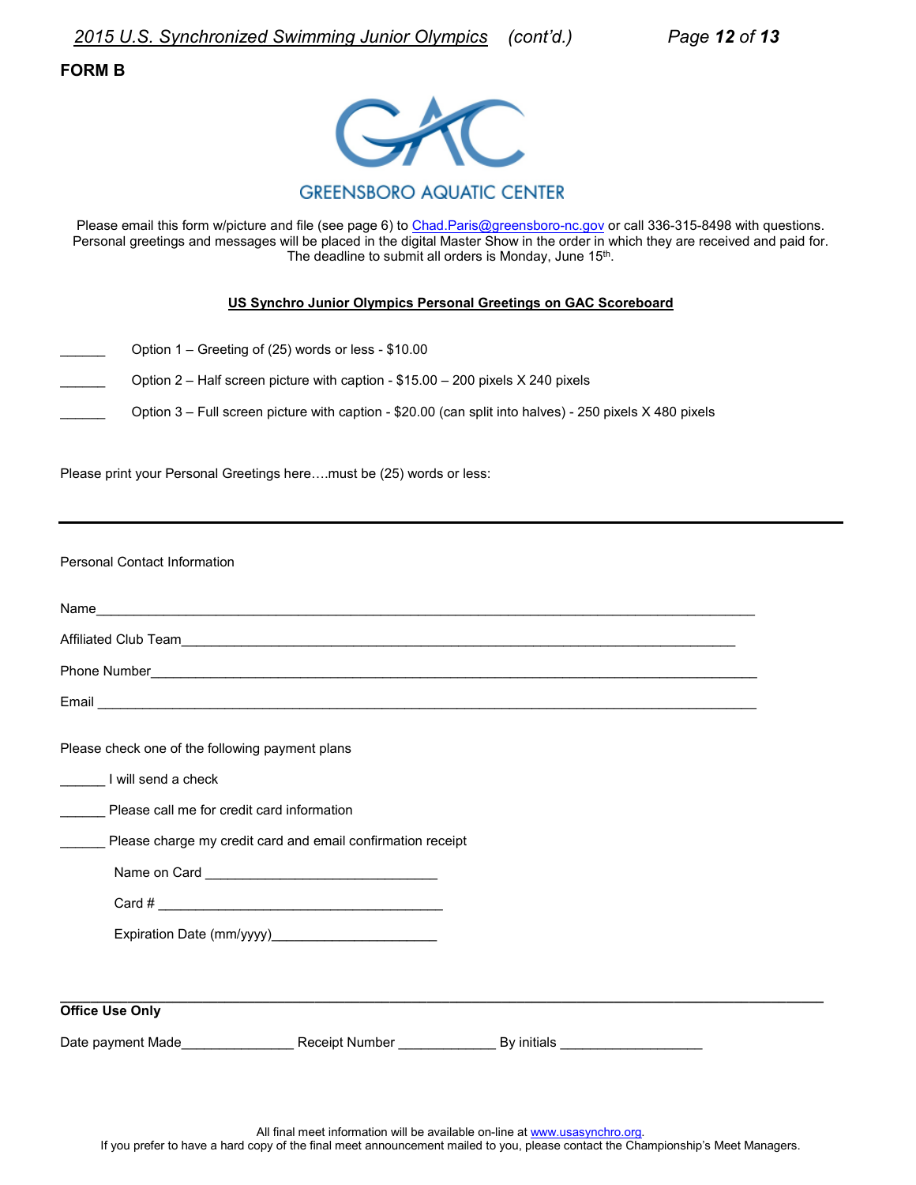**FORM B**

GREENSBORO AQUATIC CENTER

Please email this form w/picture and file (see page 6) to Chad.Paris@greensboro-nc.gov or call 336-315-8498 with questions. Personal greetings and messages will be placed in the digital Master Show in the order in which they are received and paid for. The deadline to submit all orders is Monday, June 15th.

**US Synchro Junior Olympics Personal Greetings on GAC Scoreboard**

______ Option 1 – Greeting of (25) words or less - $10.00

______ Option 2 – Half screen picture with caption - $15.00 – 200 pixels X 240 pixels

______ Option 3 – Full screen picture with caption - $20.00 (can split into halves) - 250 pixels X 480 pixels

Please print your Personal Greetings here….must be (25) words or less:

---

Personal Contact Information

Name______________________________________________________________________________

Affiliated Club Team_______________________________________________________________

Phone Number_____________________________________________________________________

Email ______________________________________________________________________________

Please check one of the following payment plans

______ I will send a check

______ Please call me for credit card information

______ Please charge my credit card and email confirmation receipt

Name on Card ______________________________

Card # ______________________________________

Expiration Date (mm/yyyy)_____________________

---

**Office Use Only**

Date payment Made______________ Receipt Number _____________ By initials __________________

All final meet information will be available on-line at www.usasynchro.org.
If you prefer to have a hard copy of the final meet announcement mailed to you, please contact the Championship's Meet Managers.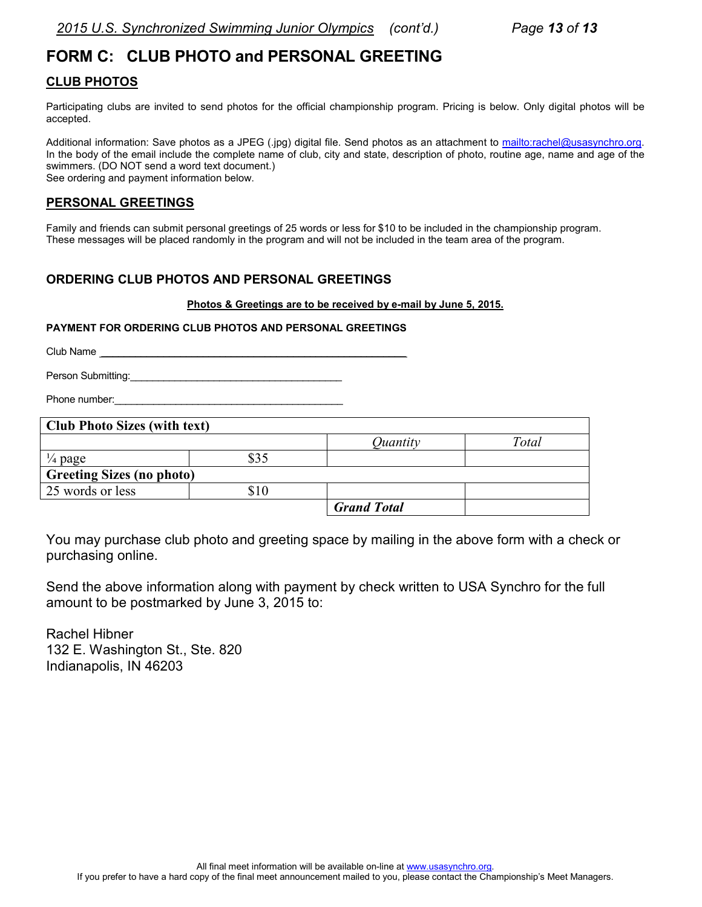# FORM C: CLUB PHOTO and PERSONAL GREETING

## CLUB PHOTOS

Participating clubs are invited to send photos for the official championship program. Pricing is below. Only digital photos will be accepted.

Additional information: Save photos as a JPEG (.jpg) digital file. Send photos as an attachment to mailto:rachel@usasynchro.org. In the body of the email include the complete name of club, city and state, description of photo, routine age, name and age of the swimmers. (DO NOT send a word text document.)
See ordering and payment information below.

## PERSONAL GREETINGS

Family and friends can submit personal greetings of 25 words or less for $10 to be included in the championship program. These messages will be placed randomly in the program and will not be included in the team area of the program.

### ORDERING CLUB PHOTOS AND PERSONAL GREETINGS

**Photos & Greetings are to be received by e-mail by June 5, 2015.**

**PAYMENT FOR ORDERING CLUB PHOTOS AND PERSONAL GREETINGS**

Club Name ______________________________________________________

Person Submitting:______________________________________

Phone number:___________________________________________

| **Club Photo Sizes (with text)** | | | |
|---|---|---|---|
| | | *Quantity* | *Total* |
| ¼ page | $35 | | |
| **Greeting Sizes (no photo)** | | | |
| 25 words or less | $10 | | |
| | | ***Grand Total*** | |

You may purchase club photo and greeting space by mailing in the above form with a check or purchasing online.

Send the above information along with payment by check written to USA Synchro for the full amount to be postmarked by June 3, 2015 to:

Rachel Hibner
132 E. Washington St., Ste. 820
Indianapolis, IN 46203

All final meet information will be available on-line at www.usasynchro.org.
If you prefer to have a hard copy of the final meet announcement mailed to you, please contact the Championship's Meet Managers.